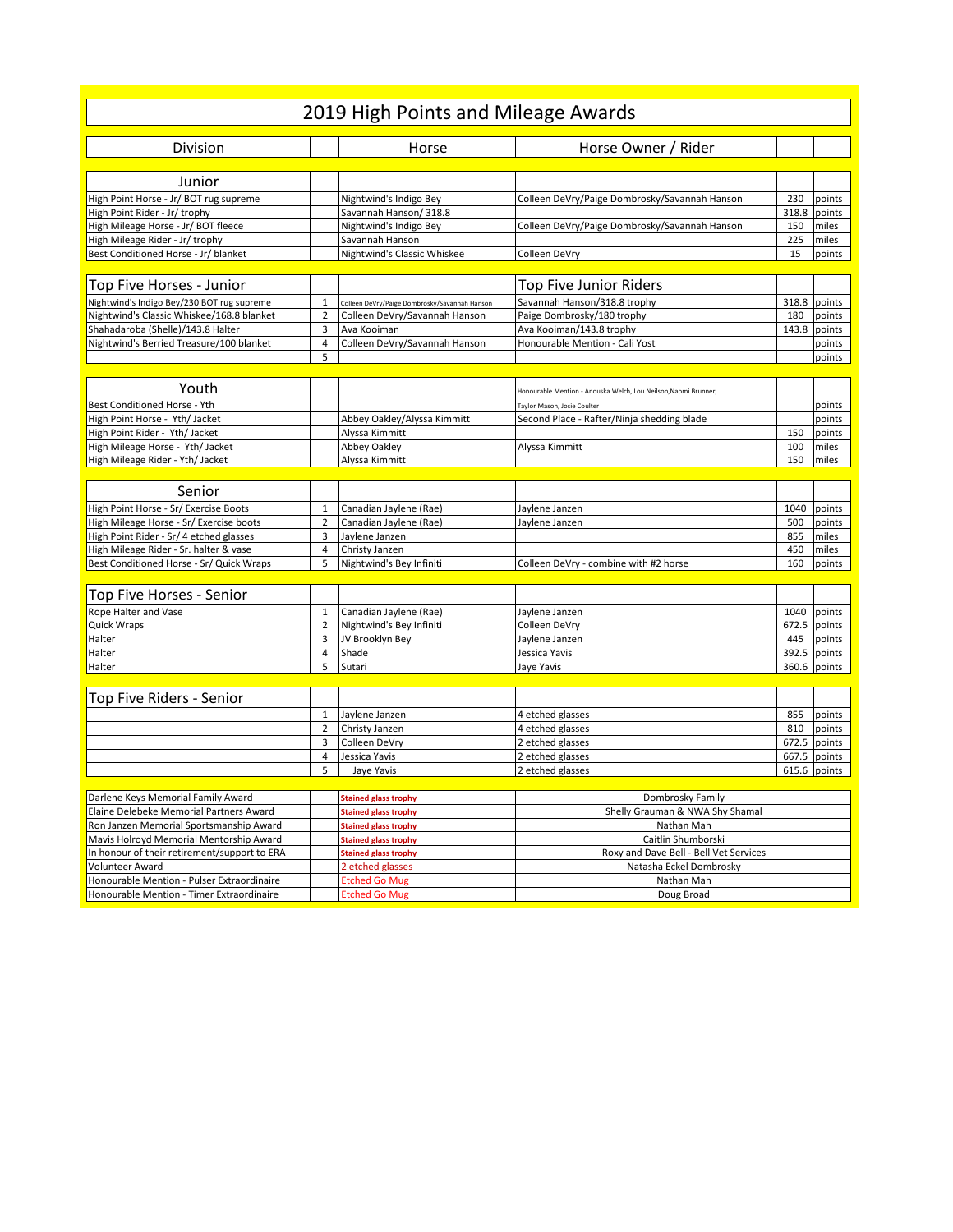# 2019 High Points and Mileage Awards

| Division | | Horse | Horse Owner / Rider | | |
|---|---|---|---|---|---|
| **Junior** | | | | | |
| High Point Horse - Jr/ BOT rug supreme | | Nightwind's Indigo Bey | Colleen DeVry/Paige Dombrosky/Savannah Hanson | 230 | points |
| High Point Rider - Jr/ trophy | | Savannah Hanson/ 318.8 | | 318.8 | points |
| High Mileage Horse - Jr/ BOT fleece | | Nightwind's Indigo Bey | Colleen DeVry/Paige Dombrosky/Savannah Hanson | 150 | miles |
| High Mileage Rider - Jr/ trophy | | Savannah Hanson | | 225 | miles |
| Best Conditioned Horse - Jr/ blanket | | Nightwind's Classic Whiskee | Colleen DeVry | 15 | points |
| **Top Five Horses - Junior** | | | **Top Five Junior Riders** | | |
| Nightwind's Indigo Bey/230 BOT rug supreme | 1 | Colleen DeVry/Paige Dombrosky/Savannah Hanson | Savannah Hanson/318.8 trophy | 318.8 | points |
| Nightwind's Classic Whiskee/168.8 blanket | 2 | Colleen DeVry/Savannah Hanson | Paige Dombrosky/180 trophy | 180 | points |
| Shahadaroba (Shelle)/143.8 Halter | 3 | Ava Kooiman | Ava Kooiman/143.8 trophy | 143.8 | points |
| Nightwind's Berried Treasure/100 blanket | 4 | Colleen DeVry/Savannah Hanson | Honourable Mention - Cali Yost | | points |
| | 5 | | | | points |
| **Youth** | | | Honourable Mention - Anouska Welch, Lou Neilson,Naomi Brunner, | | |
| Best Conditioned Horse - Yth | | | Taylor Mason, Josie Coulter | | points |
| High Point Horse - Yth/ Jacket | | Abbey Oakley/Alyssa Kimmitt | Second Place - Rafter/Ninja shedding blade | | points |
| High Point Rider - Yth/ Jacket | | Alyssa Kimmitt | | 150 | points |
| High Mileage Horse - Yth/ Jacket | | Abbey Oakley | Alyssa Kimmitt | 100 | miles |
| High Mileage Rider - Yth/ Jacket | | Alyssa Kimmitt | | 150 | miles |
| **Senior** | | | | | |
| High Point Horse - Sr/ Exercise Boots | 1 | Canadian Jaylene (Rae) | Jaylene Janzen | 1040 | points |
| High Mileage Horse - Sr/ Exercise boots | 2 | Canadian Jaylene (Rae) | Jaylene Janzen | 500 | points |
| High Point Rider - Sr/ 4 etched glasses | 3 | Jaylene Janzen | | 855 | miles |
| High Mileage Rider - Sr. halter & vase | 4 | Christy Janzen | | 450 | miles |
| Best Conditioned Horse - Sr/ Quick Wraps | 5 | Nightwind's Bey Infiniti | Colleen DeVry - combine with #2 horse | 160 | points |
| **Top Five Horses - Senior** | | | | | |
| Rope Halter and Vase | 1 | Canadian Jaylene (Rae) | Jaylene Janzen | 1040 | points |
| Quick Wraps | 2 | Nightwind's Bey Infiniti | Colleen DeVry | 672.5 | points |
| Halter | 3 | JV Brooklyn Bey | Jaylene Janzen | 445 | points |
| Halter | 4 | Shade | Jessica Yavis | 392.5 | points |
| Halter | 5 | Sutari | Jaye Yavis | 360.6 | points |
| **Top Five Riders - Senior** | | | | | |
| | 1 | Jaylene Janzen | 4 etched glasses | 855 | points |
| | 2 | Christy Janzen | 4 etched glasses | 810 | points |
| | 3 | Colleen DeVry | 2 etched glasses | 672.5 | points |
| | 4 | Jessica Yavis | 2 etched glasses | 667.5 | points |
| | 5 | Jaye Yavis | 2 etched glasses | 615.6 | points |

| Award | | Prize | Recipient |
|---|---|---|---|
| Darlene Keys Memorial Family Award | | Stained glass trophy | Dombrosky Family |
| Elaine Delebeke Memorial Partners Award | | Stained glass trophy | Shelly Grauman & NWA Shy Shamal |
| Ron Janzen Memorial Sportsmanship Award | | Stained glass trophy | Nathan Mah |
| Mavis Holroyd Memorial Mentorship Award | | Stained glass trophy | Caitlin Shumborski |
| In honour of their retirement/support to ERA | | Stained glass trophy | Roxy and Dave Bell - Bell Vet Services |
| Volunteer Award | | 2 etched glasses | Natasha Eckel Dombrosky |
| Honourable Mention - Pulser Extraordinaire | | Etched Go Mug | Nathan Mah |
| Honourable Mention - Timer Extraordinaire | | Etched Go Mug | Doug Broad |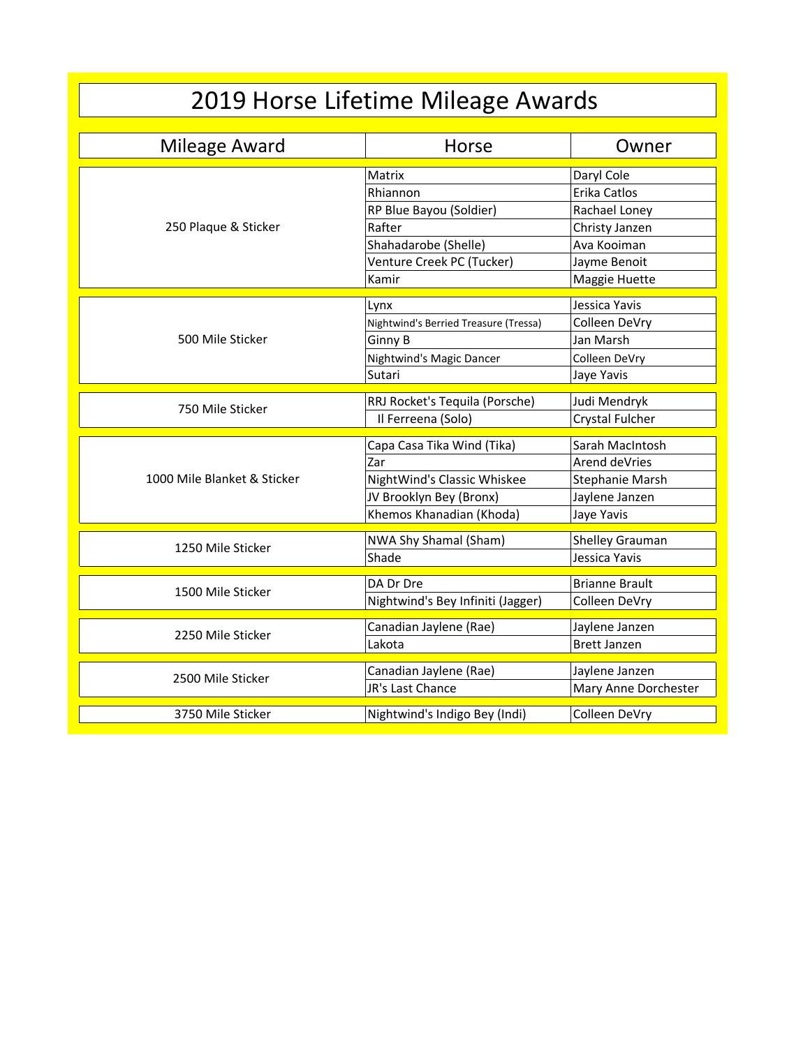# 2019 Horse Lifetime Mileage Awards

| Mileage Award | Horse | Owner |
|---|---|---|
| 250 Plaque & Sticker | Matrix | Daryl Cole |
| | Rhiannon | Erika Catlos |
| | RP Blue Bayou (Soldier) | Rachael Loney |
| | Rafter | Christy Janzen |
| | Shahadarobe (Shelle) | Ava Kooiman |
| | Venture Creek PC (Tucker) | Jayme Benoit |
| | Kamir | Maggie Huette |
| 500 Mile Sticker | Lynx | Jessica Yavis |
| | Nightwind's Berried Treasure (Tressa) | Colleen DeVry |
| | Ginny B | Jan Marsh |
| | Nightwind's Magic Dancer | Colleen DeVry |
| | Sutari | Jaye Yavis |
| 750 Mile Sticker | RRJ Rocket's Tequila (Porsche) | Judi Mendryk |
| | Il Ferreena (Solo) | Crystal Fulcher |
| 1000 Mile Blanket & Sticker | Capa Casa Tika Wind (Tika) | Sarah MacIntosh |
| | Zar | Arend deVries |
| | NightWind's Classic Whiskee | Stephanie Marsh |
| | JV Brooklyn Bey (Bronx) | Jaylene Janzen |
| | Khemos Khanadian (Khoda) | Jaye Yavis |
| 1250 Mile Sticker | NWA Shy Shamal (Sham) | Shelley Grauman |
| | Shade | Jessica Yavis |
| 1500 Mile Sticker | DA Dr Dre | Brianne Brault |
| | Nightwind's Bey Infiniti (Jagger) | Colleen DeVry |
| 2250 Mile Sticker | Canadian Jaylene (Rae) | Jaylene Janzen |
| | Lakota | Brett Janzen |
| 2500 Mile Sticker | Canadian Jaylene (Rae) | Jaylene Janzen |
| | JR's Last Chance | Mary Anne Dorchester |
| 3750 Mile Sticker | Nightwind's Indigo Bey (Indi) | Colleen DeVry |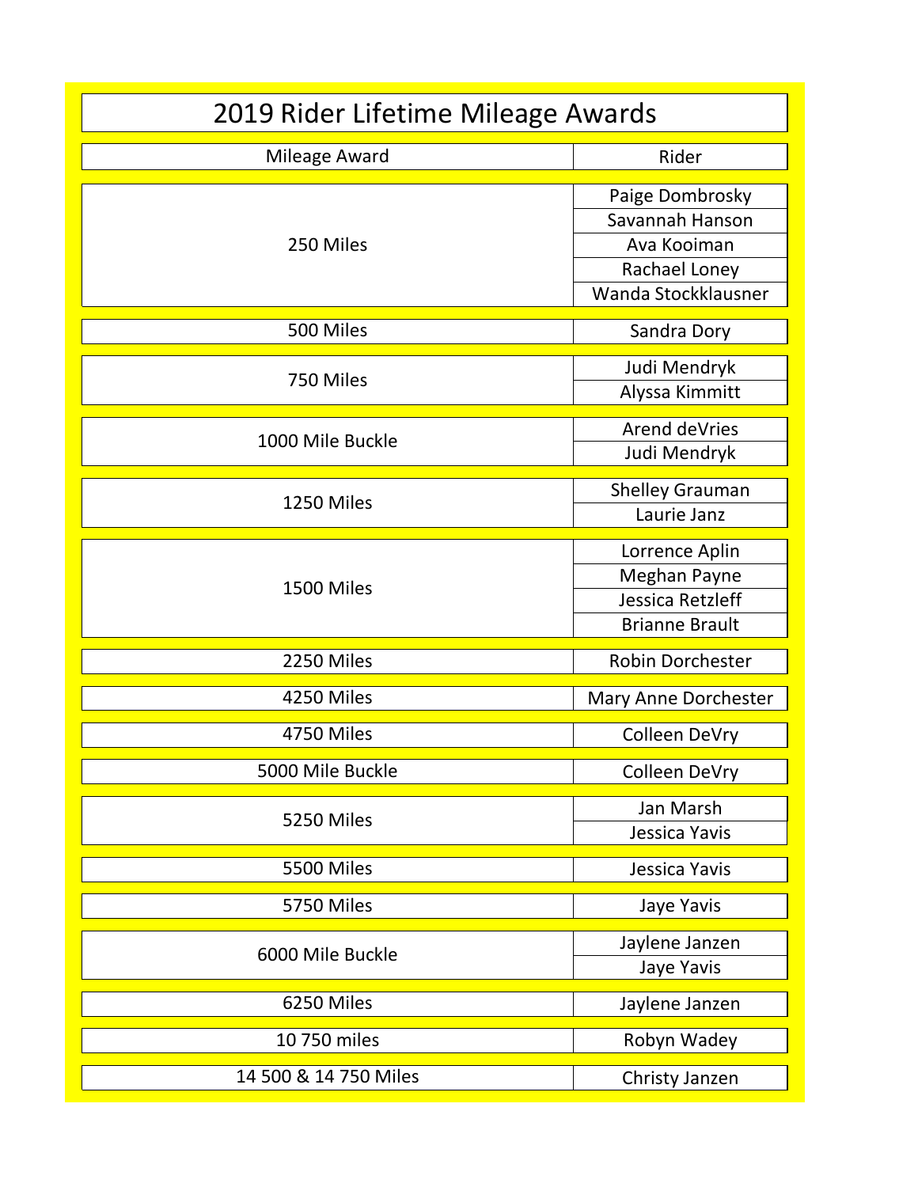# 2019 Rider Lifetime Mileage Awards

| Mileage Award | Rider |
|---|---|
| 250 Miles | Paige Dombrosky |
| | Savannah Hanson |
| | Ava Kooiman |
| | Rachael Loney |
| | Wanda Stockklausner |
| 500 Miles | Sandra Dory |
| 750 Miles | Judi Mendryk |
| | Alyssa Kimmitt |
| 1000 Mile Buckle | Arend deVries |
| | Judi Mendryk |
| 1250 Miles | Shelley Grauman |
| | Laurie Janz |
| 1500 Miles | Lorrence Aplin |
| | Meghan Payne |
| | Jessica Retzleff |
| | Brianne Brault |
| 2250 Miles | Robin Dorchester |
| 4250 Miles | Mary Anne Dorchester |
| 4750 Miles | Colleen DeVry |
| 5000 Mile Buckle | Colleen DeVry |
| 5250 Miles | Jan Marsh |
| | Jessica Yavis |
| 5500 Miles | Jessica Yavis |
| 5750 Miles | Jaye Yavis |
| 6000 Mile Buckle | Jaylene Janzen |
| | Jaye Yavis |
| 6250 Miles | Jaylene Janzen |
| 10 750 miles | Robyn Wadey |
| 14 500 & 14 750 Miles | Christy Janzen |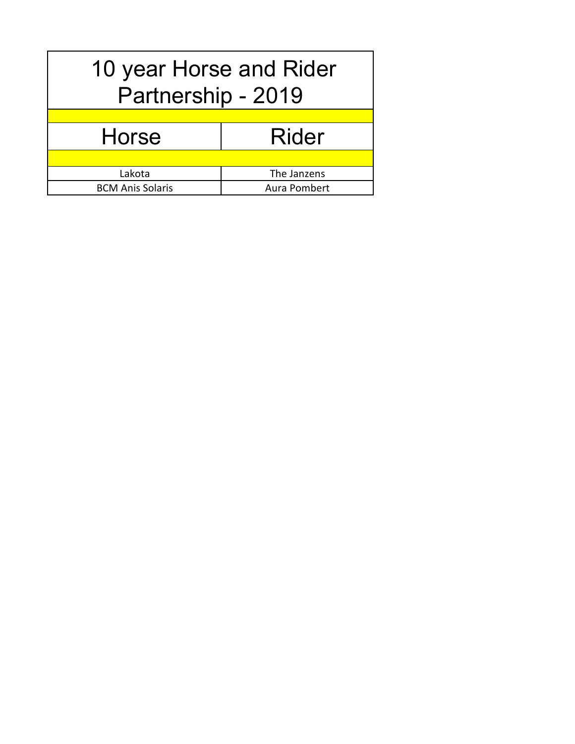# 10 year Horse and Rider Partnership - 2019

| Horse | Rider |
| --- | --- |
| Lakota | The Janzens |
| BCM Anis Solaris | Aura Pombert |